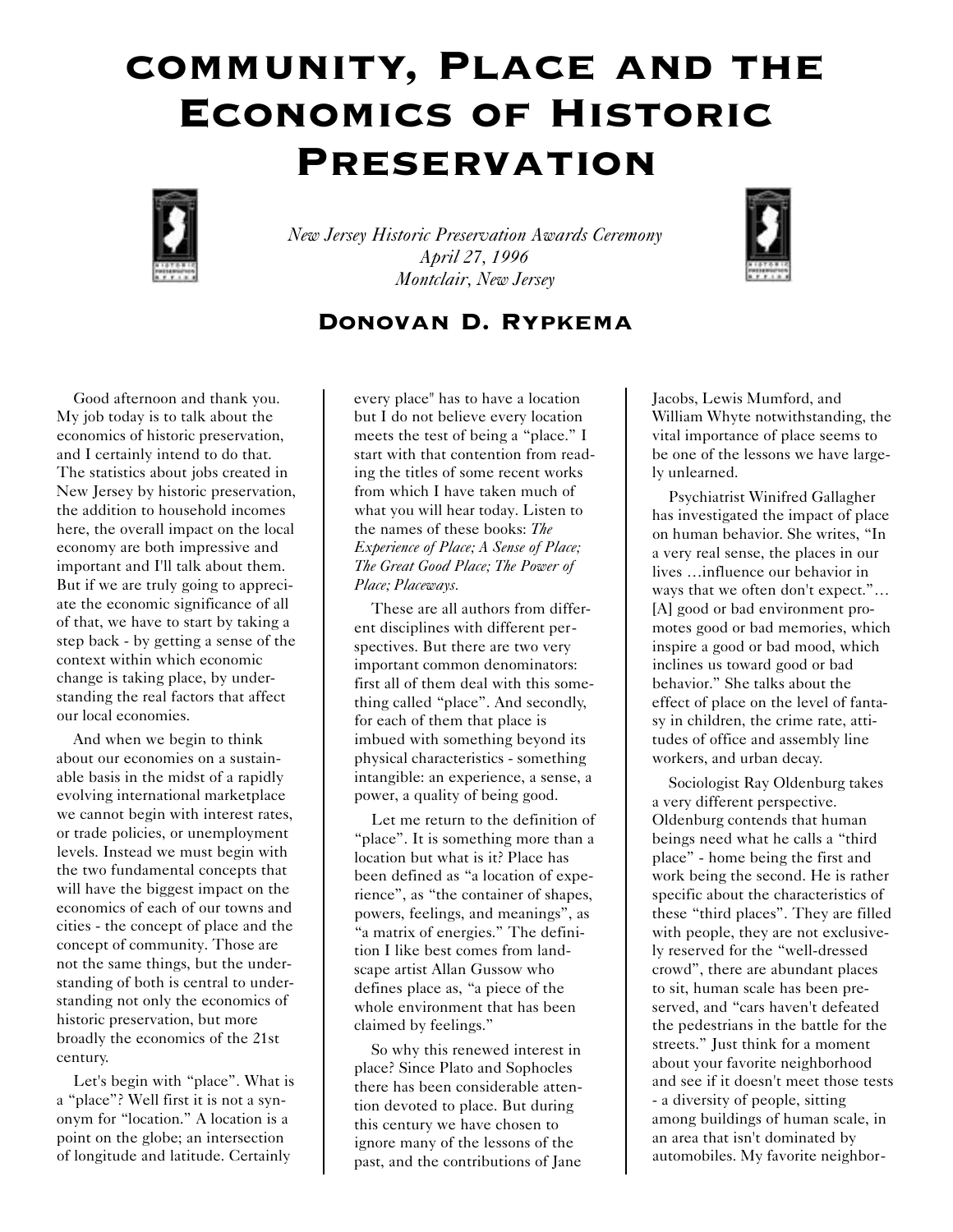# COMMUNITY, PLACE AND THE ECONOMICS OF HISTORIC PRESERVATION

*New Jersey Historic Preservation Awards Ceremony*
*April 27, 1996*
*Montclair, New Jersey*

## DONOVAN D. RYPKEMA

Good afternoon and thank you. My job today is to talk about the economics of historic preservation, and I certainly intend to do that. The statistics about jobs created in New Jersey by historic preservation, the addition to household incomes here, the overall impact on the local economy are both impressive and important and I'll talk about them. But if we are truly going to appreciate the economic significance of all of that, we have to start by taking a step back - by getting a sense of the context within which economic change is taking place, by understanding the real factors that affect our local economies.

And when we begin to think about our economies on a sustainable basis in the midst of a rapidly evolving international marketplace we cannot begin with interest rates, or trade policies, or unemployment levels. Instead we must begin with the two fundamental concepts that will have the biggest impact on the economics of each of our towns and cities - the concept of place and the concept of community. Those are not the same things, but the understanding of both is central to understanding not only the economics of historic preservation, but more broadly the economics of the 21st century.

Let's begin with "place". What is a "place"? Well first it is not a synonym for "location." A location is a point on the globe; an intersection of longitude and latitude. Certainly every place" has to have a location but I do not believe every location meets the test of being a "place." I start with that contention from reading the titles of some recent works from which I have taken much of what you will hear today. Listen to the names of these books: *The Experience of Place; A Sense of Place; The Great Good Place; The Power of Place; Placeways.*

These are all authors from different disciplines with different perspectives. But there are two very important common denominators: first all of them deal with this something called "place". And secondly, for each of them that place is imbued with something beyond its physical characteristics - something intangible: an experience, a sense, a power, a quality of being good.

Let me return to the definition of "place". It is something more than a location but what is it? Place has been defined as "a location of experience", as "the container of shapes, powers, feelings, and meanings", as "a matrix of energies." The definition I like best comes from landscape artist Allan Gussow who defines place as, "a piece of the whole environment that has been claimed by feelings."

So why this renewed interest in place? Since Plato and Sophocles there has been considerable attention devoted to place. But during this century we have chosen to ignore many of the lessons of the past, and the contributions of Jane Jacobs, Lewis Mumford, and William Whyte notwithstanding, the vital importance of place seems to be one of the lessons we have largely unlearned.

Psychiatrist Winifred Gallagher has investigated the impact of place on human behavior. She writes, "In a very real sense, the places in our lives …influence our behavior in ways that we often don't expect."… [A] good or bad environment promotes good or bad memories, which inspire a good or bad mood, which inclines us toward good or bad behavior." She talks about the effect of place on the level of fantasy in children, the crime rate, attitudes of office and assembly line workers, and urban decay.

Sociologist Ray Oldenburg takes a very different perspective. Oldenburg contends that human beings need what he calls a "third place" - home being the first and work being the second. He is rather specific about the characteristics of these "third places". They are filled with people, they are not exclusively reserved for the "well-dressed crowd", there are abundant places to sit, human scale has been preserved, and "cars haven't defeated the pedestrians in the battle for the streets." Just think for a moment about your favorite neighborhood and see if it doesn't meet those tests - a diversity of people, sitting among buildings of human scale, in an area that isn't dominated by automobiles. My favorite neighbor-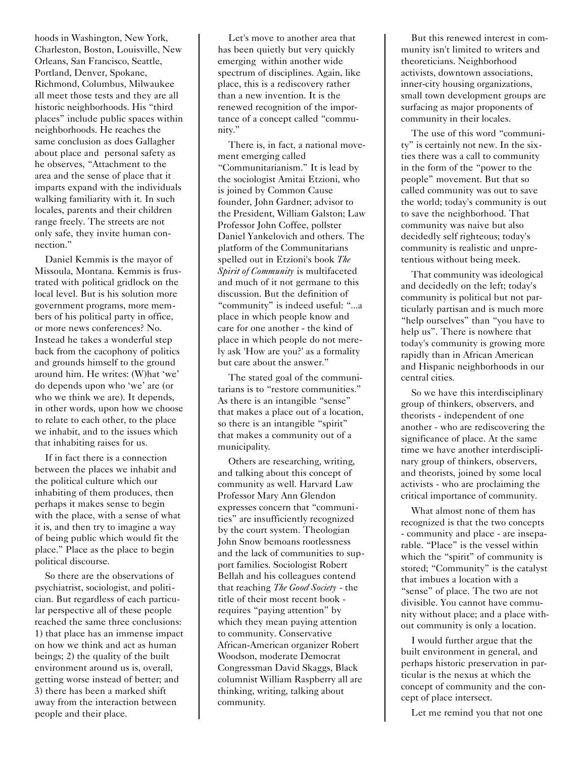hoods in Washington, New York, Charleston, Boston, Louisville, New Orleans, San Francisco, Seattle, Portland, Denver, Spokane, Richmond, Columbus, Milwaukee all meet those tests and they are all historic neighborhoods. His "third places" include public spaces within neighborhoods. He reaches the same conclusion as does Gallagher about place and personal safety as he observes, "Attachment to the area and the sense of place that it imparts expand with the individuals walking familiarity with it. In such locales, parents and their children range freely. The streets are not only safe, they invite human connection."

Daniel Kemmis is the mayor of Missoula, Montana. Kemmis is frustrated with political gridlock on the local level. But is his solution more government programs, more members of his political party in office, or more news conferences? No. Instead he takes a wonderful step back from the cacophony of politics and grounds himself to the ground around him. He writes: (W)hat 'we' do depends upon who 'we' are (or who we think we are). It depends, in other words, upon how we choose to relate to each other, to the place we inhabit, and to the issues which that inhabiting raises for us.

If in fact there is a connection between the places we inhabit and the political culture which our inhabiting of them produces, then perhaps it makes sense to begin with the place, with a sense of what it is, and then try to imagine a way of being public which would fit the place." Place as the place to begin political discourse.

So there are the observations of psychiatrist, sociologist, and politician. But regardless of each particular perspective all of these people reached the same three conclusions: 1) that place has an immense impact on how we think and act as human beings; 2) the quality of the built environment around us is, overall, getting worse instead of better; and 3) there has been a marked shift away from the interaction between people and their place.

Let's move to another area that has been quietly but very quickly emerging within another wide spectrum of disciplines. Again, like place, this is a rediscovery rather than a new invention. It is the renewed recognition of the importance of a concept called "community."

There is, in fact, a national movement emerging called "Communitarianism." It is lead by the sociologist Amitai Etzioni, who is joined by Common Cause founder, John Gardner; advisor to the President, William Galston; Law Professor John Coffee, pollster Daniel Yankelovich and others. The platform of the Communitarians spelled out in Etzioni's book *The Spirit of Community* is multifaceted and much of it not germane to this discussion. But the definition of "community" is indeed useful: "...a place in which people know and care for one another - the kind of place in which people do not merely ask 'How are you?' as a formality but care about the answer."

The stated goal of the communitarians is to "restore communities." As there is an intangible "sense" that makes a place out of a location, so there is an intangible "spirit" that makes a community out of a municipality.

Others are researching, writing, and talking about this concept of community as well. Harvard Law Professor Mary Ann Glendon expresses concern that "communities" are insufficiently recognized by the court system. Theologian John Snow bemoans rootlessness and the lack of communities to support families. Sociologist Robert Bellah and his colleagues contend that reaching *The Good Society* - the title of their most recent book - requires "paying attention" by which they mean paying attention to community. Conservative African-American organizer Robert Woodson, moderate Democrat Congressman David Skaggs, Black columnist William Raspberry all are thinking, writing, talking about community.

But this renewed interest in community isn't limited to writers and theoreticians. Neighborhood activists, downtown associations, inner-city housing organizations, small town development groups are surfacing as major proponents of community in their locales.

The use of this word "community" is certainly not new. In the sixties there was a call to community in the form of the "power to the people" movement. But that so called community was out to save the world; today's community is out to save the neighborhood. That community was naive but also decidedly self righteous; today's community is realistic and unpretentious without being meek.

That community was ideological and decidedly on the left; today's community is political but not particularly partisan and is much more "help ourselves" than "you have to help us". There is nowhere that today's community is growing more rapidly than in African American and Hispanic neighborhoods in our central cities.

So we have this interdisciplinary group of thinkers, observers, and theorists - independent of one another - who are rediscovering the significance of place. At the same time we have another interdisciplinary group of thinkers, observers, and theorists, joined by some local activists - who are proclaiming the critical importance of community.

What almost none of them has recognized is that the two concepts - community and place - are inseparable. "Place" is the vessel within which the "spirit" of community is stored; "Community" is the catalyst that imbues a location with a "sense" of place. The two are not divisible. You cannot have community without place; and a place without community is only a location.

I would further argue that the built environment in general, and perhaps historic preservation in particular is the nexus at which the concept of community and the concept of place intersect.

Let me remind you that not one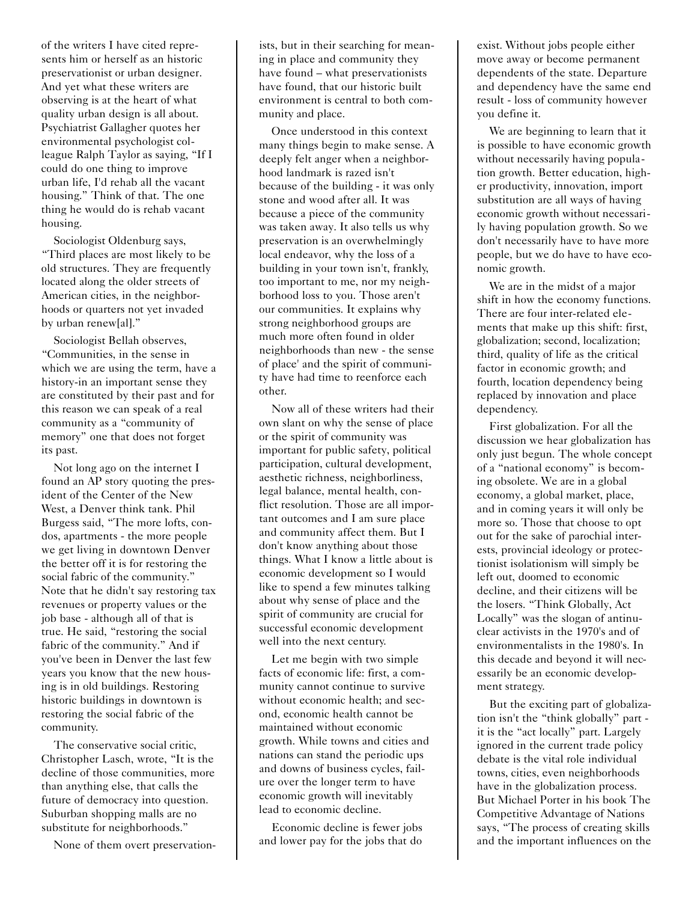of the writers I have cited represents him or herself as an historic preservationist or urban designer. And yet what these writers are observing is at the heart of what quality urban design is all about. Psychiatrist Gallagher quotes her environmental psychologist colleague Ralph Taylor as saying, "If I could do one thing to improve urban life, I'd rehab all the vacant housing." Think of that. The one thing he would do is rehab vacant housing.

Sociologist Oldenburg says, "Third places are most likely to be old structures. They are frequently located along the older streets of American cities, in the neighborhoods or quarters not yet invaded by urban renew[al]."

Sociologist Bellah observes, "Communities, in the sense in which we are using the term, have a history-in an important sense they are constituted by their past and for this reason we can speak of a real community as a "community of memory" one that does not forget its past.

Not long ago on the internet I found an AP story quoting the president of the Center of the New West, a Denver think tank. Phil Burgess said, "The more lofts, condos, apartments - the more people we get living in downtown Denver the better off it is for restoring the social fabric of the community." Note that he didn't say restoring tax revenues or property values or the job base - although all of that is true. He said, "restoring the social fabric of the community." And if you've been in Denver the last few years you know that the new housing is in old buildings. Restoring historic buildings in downtown is restoring the social fabric of the community.

The conservative social critic, Christopher Lasch, wrote, "It is the decline of those communities, more than anything else, that calls the future of democracy into question. Suburban shopping malls are no substitute for neighborhoods."

None of them overt preservationists, but in their searching for meaning in place and community they have found – what preservationists have found, that our historic built environment is central to both community and place.

Once understood in this context many things begin to make sense. A deeply felt anger when a neighborhood landmark is razed isn't because of the building - it was only stone and wood after all. It was because a piece of the community was taken away. It also tells us why preservation is an overwhelmingly local endeavor, why the loss of a building in your town isn't, frankly, too important to me, nor my neighborhood loss to you. Those aren't our communities. It explains why strong neighborhood groups are much more often found in older neighborhoods than new - the sense of place' and the spirit of community have had time to reenforce each other.

Now all of these writers had their own slant on why the sense of place or the spirit of community was important for public safety, political participation, cultural development, aesthetic richness, neighborliness, legal balance, mental health, conflict resolution. Those are all important outcomes and I am sure place and community affect them. But I don't know anything about those things. What I know a little about is economic development so I would like to spend a few minutes talking about why sense of place and the spirit of community are crucial for successful economic development well into the next century.

Let me begin with two simple facts of economic life: first, a community cannot continue to survive without economic health; and second, economic health cannot be maintained without economic growth. While towns and cities and nations can stand the periodic ups and downs of business cycles, failure over the longer term to have economic growth will inevitably lead to economic decline.

Economic decline is fewer jobs and lower pay for the jobs that do exist. Without jobs people either move away or become permanent dependents of the state. Departure and dependency have the same end result - loss of community however you define it.

We are beginning to learn that it is possible to have economic growth without necessarily having population growth. Better education, higher productivity, innovation, import substitution are all ways of having economic growth without necessarily having population growth. So we don't necessarily have to have more people, but we do have to have economic growth.

We are in the midst of a major shift in how the economy functions. There are four inter-related elements that make up this shift: first, globalization; second, localization; third, quality of life as the critical factor in economic growth; and fourth, location dependency being replaced by innovation and place dependency.

First globalization. For all the discussion we hear globalization has only just begun. The whole concept of a "national economy" is becoming obsolete. We are in a global economy, a global market, place, and in coming years it will only be more so. Those that choose to opt out for the sake of parochial interests, provincial ideology or protectionist isolationism will simply be left out, doomed to economic decline, and their citizens will be the losers. "Think Globally, Act Locally" was the slogan of antinuclear activists in the 1970's and of environmentalists in the 1980's. In this decade and beyond it will necessarily be an economic development strategy.

But the exciting part of globalization isn't the "think globally" part - it is the "act locally" part. Largely ignored in the current trade policy debate is the vital role individual towns, cities, even neighborhoods have in the globalization process. But Michael Porter in his book The Competitive Advantage of Nations says, "The process of creating skills and the important influences on the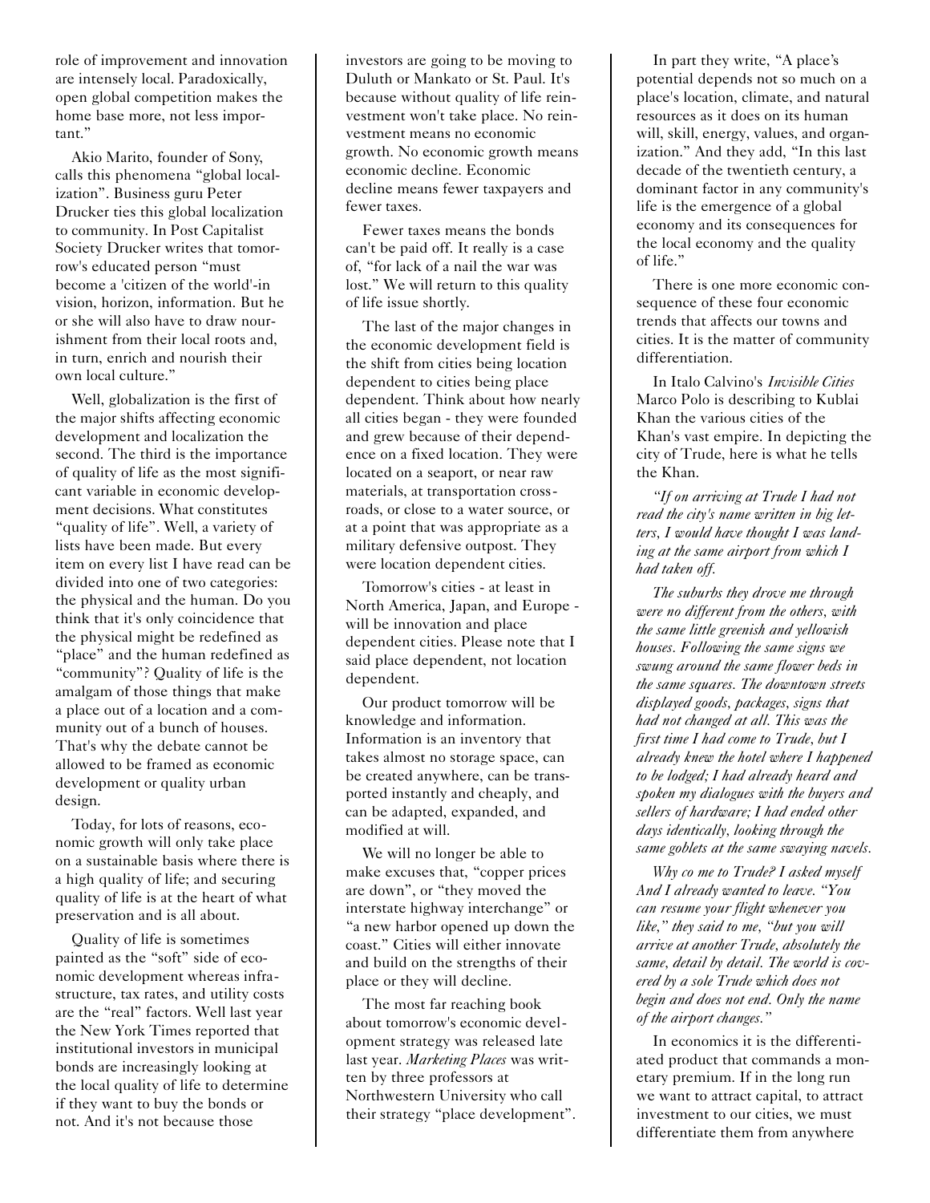role of improvement and innovation are intensely local. Paradoxically, open global competition makes the home base more, not less important."

Akio Marito, founder of Sony, calls this phenomena "global localization". Business guru Peter Drucker ties this global localization to community. In Post Capitalist Society Drucker writes that tomorrow's educated person "must become a 'citizen of the world'-in vision, horizon, information. But he or she will also have to draw nourishment from their local roots and, in turn, enrich and nourish their own local culture."

Well, globalization is the first of the major shifts affecting economic development and localization the second. The third is the importance of quality of life as the most significant variable in economic development decisions. What constitutes "quality of life". Well, a variety of lists have been made. But every item on every list I have read can be divided into one of two categories: the physical and the human. Do you think that it's only coincidence that the physical might be redefined as "place" and the human redefined as "community"? Quality of life is the amalgam of those things that make a place out of a location and a community out of a bunch of houses. That's why the debate cannot be allowed to be framed as economic development or quality urban design.

Today, for lots of reasons, economic growth will only take place on a sustainable basis where there is a high quality of life; and securing quality of life is at the heart of what preservation and is all about.

Quality of life is sometimes painted as the "soft" side of economic development whereas infrastructure, tax rates, and utility costs are the "real" factors. Well last year the New York Times reported that institutional investors in municipal bonds are increasingly looking at the local quality of life to determine if they want to buy the bonds or not. And it's not because those investors are going to be moving to Duluth or Mankato or St. Paul. It's because without quality of life reinvestment won't take place. No reinvestment means no economic growth. No economic growth means economic decline. Economic decline means fewer taxpayers and fewer taxes.

Fewer taxes means the bonds can't be paid off. It really is a case of, "for lack of a nail the war was lost." We will return to this quality of life issue shortly.

The last of the major changes in the economic development field is the shift from cities being location dependent to cities being place dependent. Think about how nearly all cities began - they were founded and grew because of their dependence on a fixed location. They were located on a seaport, or near raw materials, at transportation crossroads, or close to a water source, or at a point that was appropriate as a military defensive outpost. They were location dependent cities.

Tomorrow's cities - at least in North America, Japan, and Europe - will be innovation and place dependent cities. Please note that I said place dependent, not location dependent.

Our product tomorrow will be knowledge and information. Information is an inventory that takes almost no storage space, can be created anywhere, can be transported instantly and cheaply, and can be adapted, expanded, and modified at will.

We will no longer be able to make excuses that, "copper prices are down", or "they moved the interstate highway interchange" or "a new harbor opened up down the coast." Cities will either innovate and build on the strengths of their place or they will decline.

The most far reaching book about tomorrow's economic development strategy was released late last year. *Marketing Places* was written by three professors at Northwestern University who call their strategy "place development".

In part they write, "A place's potential depends not so much on a place's location, climate, and natural resources as it does on its human will, skill, energy, values, and organization." And they add, "In this last decade of the twentieth century, a dominant factor in any community's life is the emergence of a global economy and its consequences for the local economy and the quality of life."

There is one more economic consequence of these four economic trends that affects our towns and cities. It is the matter of community differentiation.

In Italo Calvino's *Invisible Cities* Marco Polo is describing to Kublai Khan the various cities of the Khan's vast empire. In depicting the city of Trude, here is what he tells the Khan.

*"If on arriving at Trude I had not read the city's name written in big letters, I would have thought I was landing at the same airport from which I had taken off.*

*The suburbs they drove me through were no different from the others, with the same little greenish and yellowish houses. Following the same signs we swung around the same flower beds in the same squares. The downtown streets displayed goods, packages, signs that had not changed at all. This was the first time I had come to Trude, but I already knew the hotel where I happened to be lodged; I had already heard and spoken my dialogues with the buyers and sellers of hardware; I had ended other days identically, looking through the same goblets at the same swaying navels.*

*Why co me to Trude? I asked myself And I already wanted to leave. "You can resume your flight whenever you like," they said to me, "but you will arrive at another Trude, absolutely the same, detail by detail. The world is covered by a sole Trude which does not begin and does not end. Only the name of the airport changes."*

In economics it is the differentiated product that commands a monetary premium. If in the long run we want to attract capital, to attract investment to our cities, we must differentiate them from anywhere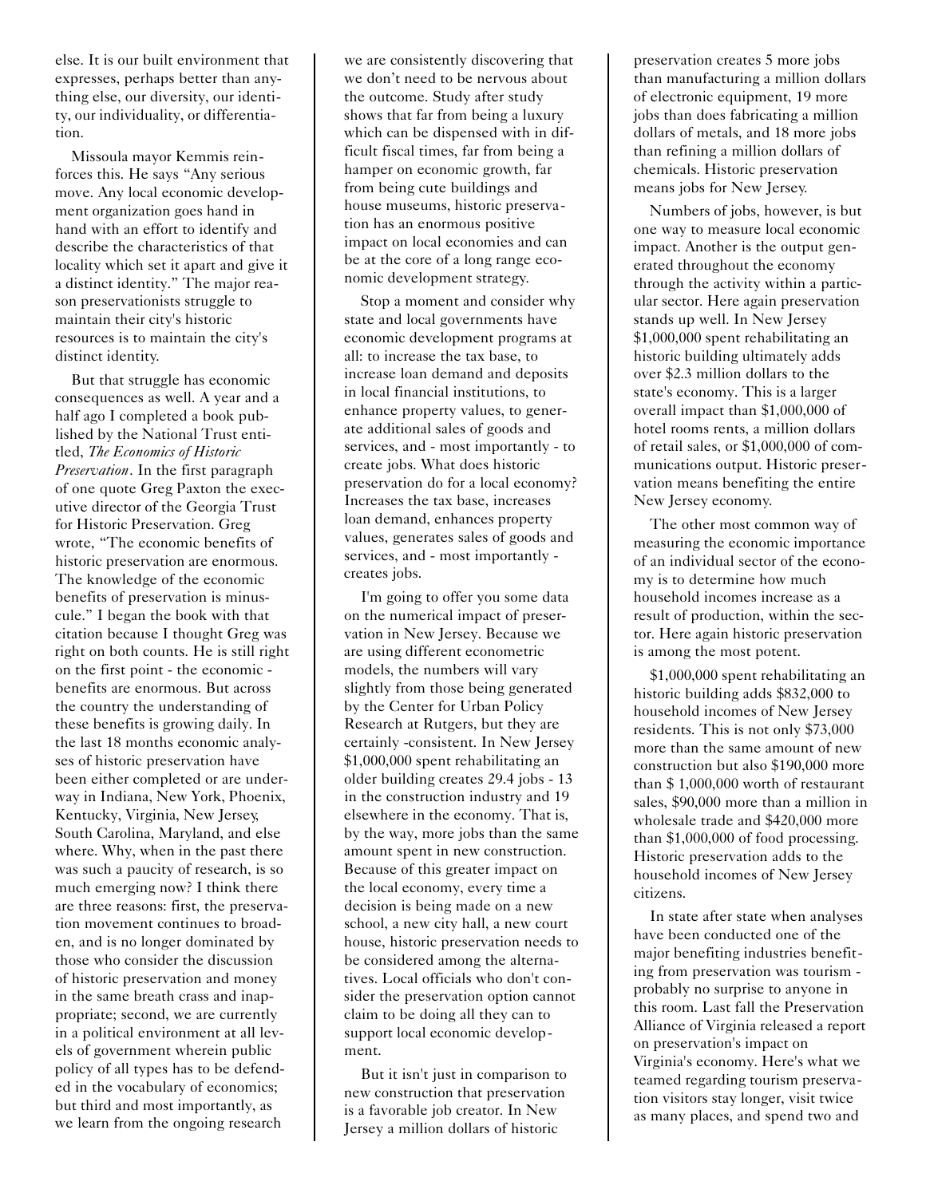else. It is our built environment that expresses, perhaps better than anything else, our diversity, our identity, our individuality, or differentiation.

Missoula mayor Kemmis reinforces this. He says "Any serious move. Any local economic development organization goes hand in hand with an effort to identify and describe the characteristics of that locality which set it apart and give it a distinct identity." The major reason preservationists struggle to maintain their city's historic resources is to maintain the city's distinct identity.

But that struggle has economic consequences as well. A year and a half ago I completed a book published by the National Trust entitled, *The Economics of Historic Preservation*. In the first paragraph of one quote Greg Paxton the executive director of the Georgia Trust for Historic Preservation. Greg wrote, "The economic benefits of historic preservation are enormous. The knowledge of the economic benefits of preservation is minuscule." I began the book with that citation because I thought Greg was right on both counts. He is still right on the first point - the economic - benefits are enormous. But across the country the understanding of these benefits is growing daily. In the last 18 months economic analyses of historic preservation have been either completed or are underway in Indiana, New York, Phoenix, Kentucky, Virginia, New Jersey, South Carolina, Maryland, and else where. Why, when in the past there was such a paucity of research, is so much emerging now? I think there are three reasons: first, the preservation movement continues to broaden, and is no longer dominated by those who consider the discussion of historic preservation and money in the same breath crass and inappropriate; second, we are currently in a political environment at all levels of government wherein public policy of all types has to be defended in the vocabulary of economics; but third and most importantly, as we learn from the ongoing research we are consistently discovering that we don't need to be nervous about the outcome. Study after study shows that far from being a luxury which can be dispensed with in difficult fiscal times, far from being a hamper on economic growth, far from being cute buildings and house museums, historic preservation has an enormous positive impact on local economies and can be at the core of a long range economic development strategy.

Stop a moment and consider why state and local governments have economic development programs at all: to increase the tax base, to increase loan demand and deposits in local financial institutions, to enhance property values, to generate additional sales of goods and services, and - most importantly - to create jobs. What does historic preservation do for a local economy? Increases the tax base, increases loan demand, enhances property values, generates sales of goods and services, and - most importantly - creates jobs.

I'm going to offer you some data on the numerical impact of preservation in New Jersey. Because we are using different econometric models, the numbers will vary slightly from those being generated by the Center for Urban Policy Research at Rutgers, but they are certainly -consistent. In New Jersey $1,000,000 spent rehabilitating an older building creates 29.4 jobs - 13 in the construction industry and 19 elsewhere in the economy. That is, by the way, more jobs than the same amount spent in new construction. Because of this greater impact on the local economy, every time a decision is being made on a new school, a new city hall, a new court house, historic preservation needs to be considered among the alternatives. Local officials who don't consider the preservation option cannot claim to be doing all they can to support local economic development.

But it isn't just in comparison to new construction that preservation is a favorable job creator. In New Jersey a million dollars of historic preservation creates 5 more jobs than manufacturing a million dollars of electronic equipment, 19 more jobs than does fabricating a million dollars of metals, and 18 more jobs than refining a million dollars of chemicals. Historic preservation means jobs for New Jersey.

Numbers of jobs, however, is but one way to measure local economic impact. Another is the output generated throughout the economy through the activity within a particular sector. Here again preservation stands up well. In New Jersey $1,000,000 spent rehabilitating an historic building ultimately adds over $2.3 million dollars to the state's economy. This is a larger overall impact than $1,000,000 of hotel rooms rents, a million dollars of retail sales, or $1,000,000 of communications output. Historic preservation means benefiting the entire New Jersey economy.

The other most common way of measuring the economic importance of an individual sector of the economy is to determine how much household incomes increase as a result of production, within the sector. Here again historic preservation is among the most potent.

$1,000,000 spent rehabilitating an historic building adds $832,000 to household incomes of New Jersey residents. This is not only $73,000 more than the same amount of new construction but also $190,000 more than $ 1,000,000 worth of restaurant sales, $90,000 more than a million in wholesale trade and $420,000 more than $1,000,000 of food processing. Historic preservation adds to the household incomes of New Jersey citizens.

In state after state when analyses have been conducted one of the major benefiting industries benefiting from preservation was tourism - probably no surprise to anyone in this room. Last fall the Preservation Alliance of Virginia released a report on preservation's impact on Virginia's economy. Here's what we teamed regarding tourism preservation visitors stay longer, visit twice as many places, and spend two and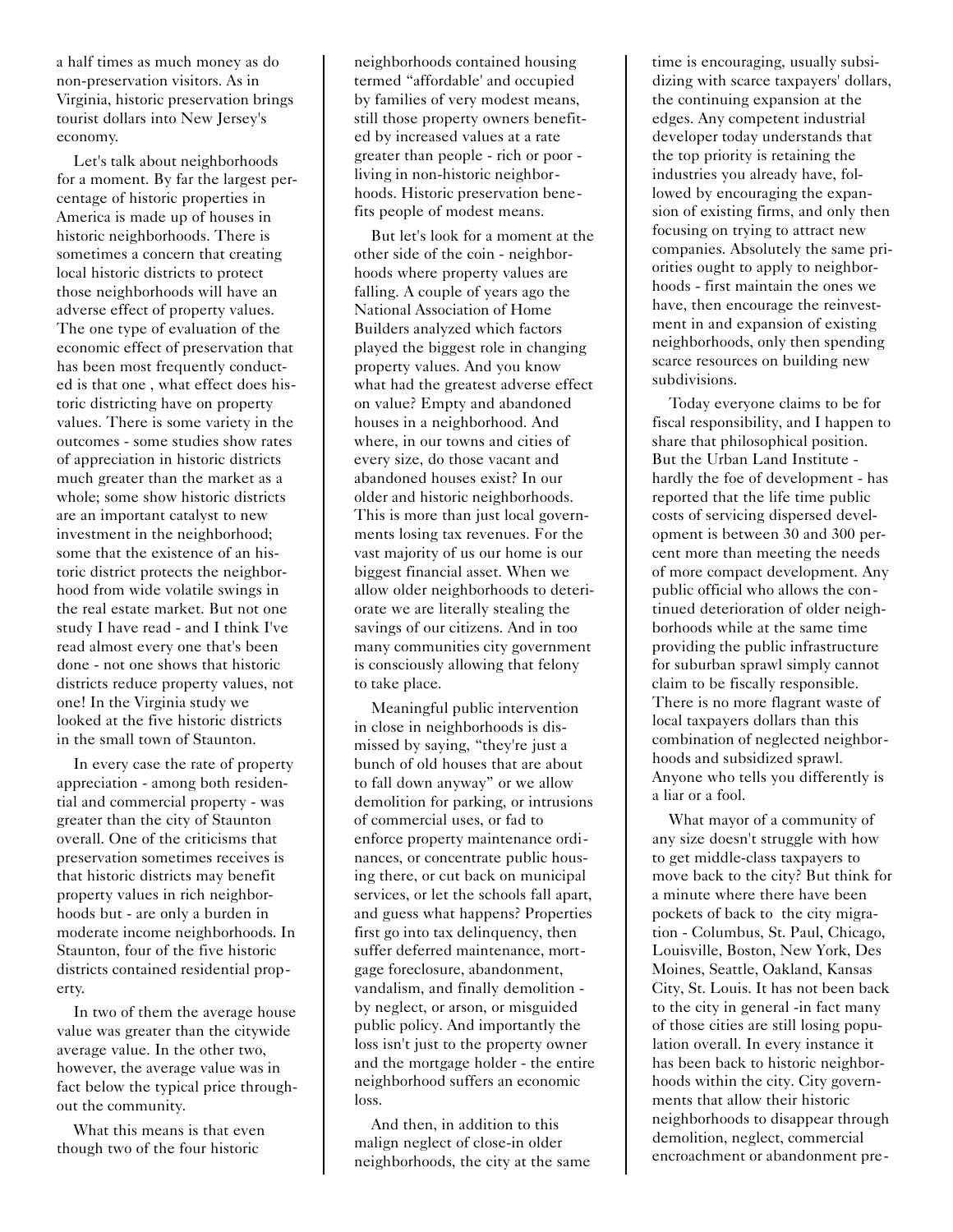a half times as much money as do non-preservation visitors. As in Virginia, historic preservation brings tourist dollars into New Jersey's economy.

Let's talk about neighborhoods for a moment. By far the largest percentage of historic properties in America is made up of houses in historic neighborhoods. There is sometimes a concern that creating local historic districts to protect those neighborhoods will have an adverse effect of property values. The one type of evaluation of the economic effect of preservation that has been most frequently conducted is that one , what effect does historic districting have on property values. There is some variety in the outcomes - some studies show rates of appreciation in historic districts much greater than the market as a whole; some show historic districts are an important catalyst to new investment in the neighborhood; some that the existence of an historic district protects the neighborhood from wide volatile swings in the real estate market. But not one study I have read - and I think I've read almost every one that's been done - not one shows that historic districts reduce property values, not one! In the Virginia study we looked at the five historic districts in the small town of Staunton.

In every case the rate of property appreciation - among both residential and commercial property - was greater than the city of Staunton overall. One of the criticisms that preservation sometimes receives is that historic districts may benefit property values in rich neighborhoods but - are only a burden in moderate income neighborhoods. In Staunton, four of the five historic districts contained residential property.

In two of them the average house value was greater than the citywide average value. In the other two, however, the average value was in fact below the typical price throughout the community.

What this means is that even though two of the four historic neighborhoods contained housing termed "affordable' and occupied by families of very modest means, still those property owners benefited by increased values at a rate greater than people - rich or poor - living in non-historic neighborhoods. Historic preservation benefits people of modest means.

But let's look for a moment at the other side of the coin - neighborhoods where property values are falling. A couple of years ago the National Association of Home Builders analyzed which factors played the biggest role in changing property values. And you know what had the greatest adverse effect on value? Empty and abandoned houses in a neighborhood. And where, in our towns and cities of every size, do those vacant and abandoned houses exist? In our older and historic neighborhoods. This is more than just local governments losing tax revenues. For the vast majority of us our home is our biggest financial asset. When we allow older neighborhoods to deteriorate we are literally stealing the savings of our citizens. And in too many communities city government is consciously allowing that felony to take place.

Meaningful public intervention in close in neighborhoods is dismissed by saying, "they're just a bunch of old houses that are about to fall down anyway" or we allow demolition for parking, or intrusions of commercial uses, or fad to enforce property maintenance ordinances, or concentrate public housing there, or cut back on municipal services, or let the schools fall apart, and guess what happens? Properties first go into tax delinquency, then suffer deferred maintenance, mortgage foreclosure, abandonment, vandalism, and finally demolition - by neglect, or arson, or misguided public policy. And importantly the loss isn't just to the property owner and the mortgage holder - the entire neighborhood suffers an economic loss.

And then, in addition to this malign neglect of close-in older neighborhoods, the city at the same time is encouraging, usually subsidizing with scarce taxpayers' dollars, the continuing expansion at the edges. Any competent industrial developer today understands that the top priority is retaining the industries you already have, followed by encouraging the expansion of existing firms, and only then focusing on trying to attract new companies. Absolutely the same priorities ought to apply to neighborhoods - first maintain the ones we have, then encourage the reinvestment in and expansion of existing neighborhoods, only then spending scarce resources on building new subdivisions.

Today everyone claims to be for fiscal responsibility, and I happen to share that philosophical position. But the Urban Land Institute - hardly the foe of development - has reported that the life time public costs of servicing dispersed development is between 30 and 300 percent more than meeting the needs of more compact development. Any public official who allows the continued deterioration of older neighborhoods while at the same time providing the public infrastructure for suburban sprawl simply cannot claim to be fiscally responsible. There is no more flagrant waste of local taxpayers dollars than this combination of neglected neighborhoods and subsidized sprawl. Anyone who tells you differently is a liar or a fool.

What mayor of a community of any size doesn't struggle with how to get middle-class taxpayers to move back to the city? But think for a minute where there have been pockets of back to the city migration - Columbus, St. Paul, Chicago, Louisville, Boston, New York, Des Moines, Seattle, Oakland, Kansas City, St. Louis. It has not been back to the city in general -in fact many of those cities are still losing population overall. In every instance it has been back to historic neighborhoods within the city. City governments that allow their historic neighborhoods to disappear through demolition, neglect, commercial encroachment or abandonment pre-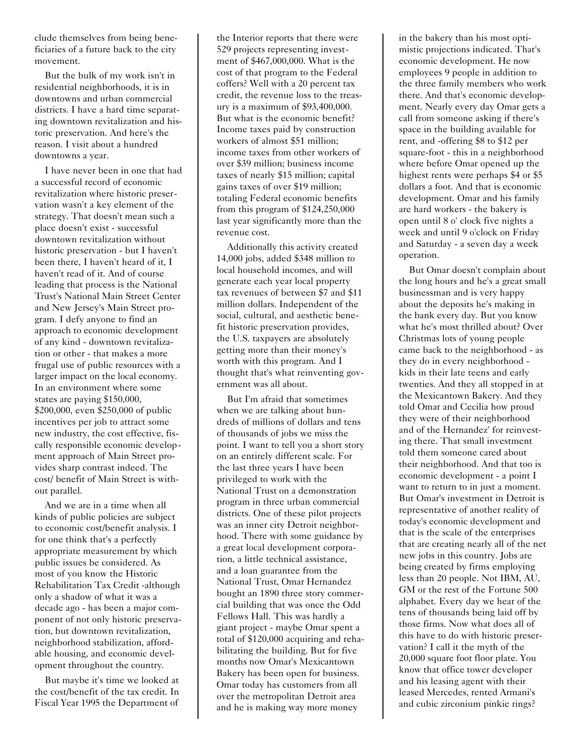clude themselves from being beneficiaries of a future back to the city movement.

But the bulk of my work isn't in residential neighborhoods, it is in downtowns and urban commercial districts. I have a hard time separating downtown revitalization and historic preservation. And here's the reason. I visit about a hundred downtowns a year.

I have never been in one that had a successful record of economic revitalization where historic preservation wasn't a key element of the strategy. That doesn't mean such a place doesn't exist - successful downtown revitalization without historic preservation - but I haven't been there, I haven't heard of it, I haven't read of it. And of course leading that process is the National Trust's National Main Street Center and New Jersey's Main Street program. I defy anyone to find an approach to economic development of any kind - downtown revitalization or other - that makes a more frugal use of public resources with a larger impact on the local economy. In an environment where some states are paying $150,000, $200,000, even $250,000 of public incentives per job to attract some new industry, the cost effective, fiscally responsible economic development approach of Main Street provides sharp contrast indeed. The cost/ benefit of Main Street is without parallel.

And we are in a time when all kinds of public policies are subject to economic cost/benefit analysis. I for one think that's a perfectly appropriate measurement by which public issues be considered. As most of you know the Historic Rehabilitation Tax Credit -although only a shadow of what it was a decade ago - has been a major component of not only historic preservation, but downtown revitalization, neighborhood stabilization, affordable housing, and economic development throughout the country.

But maybe it's time we looked at the cost/benefit of the tax credit. In Fiscal Year 1995 the Department of the Interior reports that there were 529 projects representing investment of $467,000,000. What is the cost of that program to the Federal coffers? Well with a 20 percent tax credit, the revenue loss to the treasury is a maximum of $93,400,000. But what is the economic benefit? Income taxes paid by construction workers of almost $51 million; income taxes from other workers of over $39 million; business income taxes of nearly $15 million; capital gains taxes of over $19 million; totaling Federal economic benefits from this program of $124,250,000 last year significantly more than the revenue cost.

Additionally this activity created 14,000 jobs, added $348 million to local household incomes, and will generate each year local property tax revenues of between $7 and $11 million dollars. Independent of the social, cultural, and aesthetic benefit historic preservation provides, the U.S. taxpayers are absolutely getting more than their money's worth with this program. And I thought that's what reinventing government was all about.

But I'm afraid that sometimes when we are talking about hundreds of millions of dollars and tens of thousands of jobs we miss the point. I want to tell you a short story on an entirely different scale. For the last three years I have been privileged to work with the National Trust on a demonstration program in three urban commercial districts. One of these pilot projects was an inner city Detroit neighborhood. There with some guidance by a great local development corporation, a little technical assistance, and a loan guarantee from the National Trust, Omar Hernandez bought an 1890 three story commercial building that was once the Odd Fellows Hall. This was hardly a giant project - maybe Omar spent a total of $120,000 acquiring and rehabilitating the building. But for five months now Omar's Mexicantown Bakery has been open for business. Omar today has customers from all over the metropolitan Detroit area and he is making way more money in the bakery than his most optimistic projections indicated. That's economic development. He now employees 9 people in addition to the three family members who work there. And that's economic development. Nearly every day Omar gets a call from someone asking if there's space in the building available for rent, and -offering $8 to $12 per square-foot - this in a neighborhood where before Omar opened up the highest rents were perhaps $4 or $5 dollars a foot. And that is economic development. Omar and his family are hard workers - the bakery is open until 8 o' clock five nights a week and until 9 o'clock on Friday and Saturday - a seven day a week operation.

But Omar doesn't complain about the long hours and he's a great small businessman and is very happy about the deposits he's making in the bank every day. But you know what he's most thrilled about? Over Christmas lots of young people came back to the neighborhood - as they do in every neighborhood - kids in their late teens and early twenties. And they all stopped in at the Mexicantown Bakery. And they told Omar and Cecilia how proud they were of their neighborhood and of the Hernandez' for reinvesting there. That small investment told them someone cared about their neighborhood. And that too is economic development - a point I want to return to in just a moment. But Omar's investment in Detroit is representative of another reality of today's economic development and that is the scale of the enterprises that are creating nearly all of the net new jobs in this country. Jobs are being created by firms employing less than 20 people. Not IBM, AU, GM or the rest of the Fortune 500 alphabet. Every day we hear of the tens of thousands being laid off by those firms. Now what does all of this have to do with historic preservation? I call it the myth of the 20,000 square foot floor plate. You know that office tower developer and his leasing agent with their leased Mercedes, rented Armani's and cubic zirconium pinkie rings?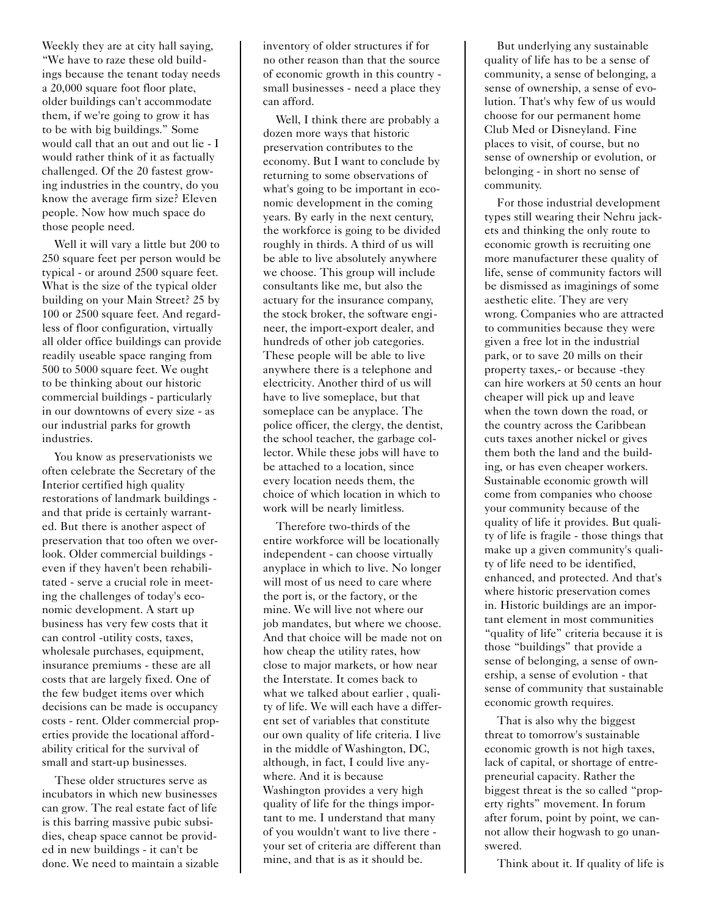Weekly they are at city hall saying, "We have to raze these old buildings because the tenant today needs a 20,000 square foot floor plate, older buildings can't accommodate them, if we're going to grow it has to be with big buildings." Some would call that an out and out lie - I would rather think of it as factually challenged. Of the 20 fastest growing industries in the country, do you know the average firm size? Eleven people. Now how much space do those people need.

Well it will vary a little but 200 to 250 square feet per person would be typical - or around 2500 square feet. What is the size of the typical older building on your Main Street? 25 by 100 or 2500 square feet. And regardless of floor configuration, virtually all older office buildings can provide readily useable space ranging from 500 to 5000 square feet. We ought to be thinking about our historic commercial buildings - particularly in our downtowns of every size - as our industrial parks for growth industries.

You know as preservationists we often celebrate the Secretary of the Interior certified high quality restorations of landmark buildings - and that pride is certainly warranted. But there is another aspect of preservation that too often we overlook. Older commercial buildings - even if they haven't been rehabilitated - serve a crucial role in meeting the challenges of today's economic development. A start up business has very few costs that it can control -utility costs, taxes, wholesale purchases, equipment, insurance premiums - these are all costs that are largely fixed. One of the few budget items over which decisions can be made is occupancy costs - rent. Older commercial properties provide the locational affordability critical for the survival of small and start-up businesses.

These older structures serve as incubators in which new businesses can grow. The real estate fact of life is this barring massive pubic subsidies, cheap space cannot be provided in new buildings - it can't be done. We need to maintain a sizable inventory of older structures if for no other reason than that the source of economic growth in this country - small businesses - need a place they can afford.

Well, I think there are probably a dozen more ways that historic preservation contributes to the economy. But I want to conclude by returning to some observations of what's going to be important in economic development in the coming years. By early in the next century, the workforce is going to be divided roughly in thirds. A third of us will be able to live absolutely anywhere we choose. This group will include consultants like me, but also the actuary for the insurance company, the stock broker, the software engineer, the import-export dealer, and hundreds of other job categories. These people will be able to live anywhere there is a telephone and electricity. Another third of us will have to live someplace, but that someplace can be anyplace. The police officer, the clergy, the dentist, the school teacher, the garbage collector. While these jobs will have to be attached to a location, since every location needs them, the choice of which location in which to work will be nearly limitless.

Therefore two-thirds of the entire workforce will be locationally independent - can choose virtually anyplace in which to live. No longer will most of us need to care where the port is, or the factory, or the mine. We will live not where our job mandates, but where we choose. And that choice will be made not on how cheap the utility rates, how close to major markets, or how near the Interstate. It comes back to what we talked about earlier , quality of life. We will each have a different set of variables that constitute our own quality of life criteria. I live in the middle of Washington, DC, although, in fact, I could live anywhere. And it is because Washington provides a very high quality of life for the things important to me. I understand that many of you wouldn't want to live there - your set of criteria are different than mine, and that is as it should be.

But underlying any sustainable quality of life has to be a sense of community, a sense of belonging, a sense of ownership, a sense of evolution. That's why few of us would choose for our permanent home Club Med or Disneyland. Fine places to visit, of course, but no sense of ownership or evolution, or belonging - in short no sense of community.

For those industrial development types still wearing their Nehru jackets and thinking the only route to economic growth is recruiting one more manufacturer these quality of life, sense of community factors will be dismissed as imaginings of some aesthetic elite. They are very wrong. Companies who are attracted to communities because they were given a free lot in the industrial park, or to save 20 mills on their property taxes,- or because -they can hire workers at 50 cents an hour cheaper will pick up and leave when the town down the road, or the country across the Caribbean cuts taxes another nickel or gives them both the land and the building, or has even cheaper workers. Sustainable economic growth will come from companies who choose your community because of the quality of life it provides. But quality of life is fragile - those things that make up a given community's quality of life need to be identified, enhanced, and protected. And that's where historic preservation comes in. Historic buildings are an important element in most communities "quality of life" criteria because it is those "buildings" that provide a sense of belonging, a sense of ownership, a sense of evolution - that sense of community that sustainable economic growth requires.

That is also why the biggest threat to tomorrow's sustainable economic growth is not high taxes, lack of capital, or shortage of entrepreneurial capacity. Rather the biggest threat is the so called "property rights" movement. In forum after forum, point by point, we cannot allow their hogwash to go unanswered.

Think about it. If quality of life is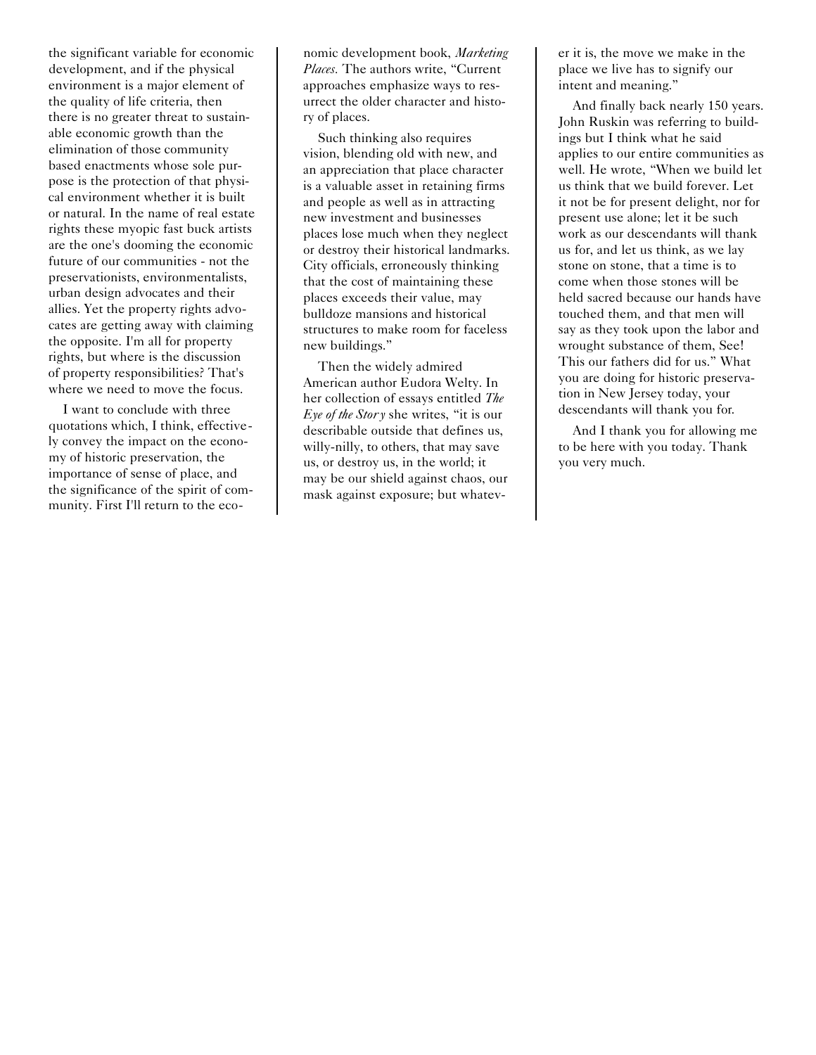the significant variable for economic development, and if the physical environment is a major element of the quality of life criteria, then there is no greater threat to sustainable economic growth than the elimination of those community based enactments whose sole purpose is the protection of that physical environment whether it is built or natural. In the name of real estate rights these myopic fast buck artists are the one's dooming the economic future of our communities - not the preservationists, environmentalists, urban design advocates and their allies. Yet the property rights advocates are getting away with claiming the opposite. I'm all for property rights, but where is the discussion of property responsibilities? That's where we need to move the focus.

I want to conclude with three quotations which, I think, effectively convey the impact on the economy of historic preservation, the importance of sense of place, and the significance of the spirit of community. First I'll return to the economic development book, *Marketing Places.* The authors write, "Current approaches emphasize ways to resurrect the older character and history of places.

Such thinking also requires vision, blending old with new, and an appreciation that place character is a valuable asset in retaining firms and people as well as in attracting new investment and businesses places lose much when they neglect or destroy their historical landmarks. City officials, erroneously thinking that the cost of maintaining these places exceeds their value, may bulldoze mansions and historical structures to make room for faceless new buildings."

Then the widely admired American author Eudora Welty. In her collection of essays entitled *The Eye of the Story* she writes, "it is our describable outside that defines us, willy-nilly, to others, that may save us, or destroy us, in the world; it may be our shield against chaos, our mask against exposure; but whatever it is, the move we make in the place we live has to signify our intent and meaning."

And finally back nearly 150 years. John Ruskin was referring to buildings but I think what he said applies to our entire communities as well. He wrote, "When we build let us think that we build forever. Let it not be for present delight, nor for present use alone; let it be such work as our descendants will thank us for, and let us think, as we lay stone on stone, that a time is to come when those stones will be held sacred because our hands have touched them, and that men will say as they took upon the labor and wrought substance of them, See! This our fathers did for us." What you are doing for historic preservation in New Jersey today, your descendants will thank you for.

And I thank you for allowing me to be here with you today. Thank you very much.